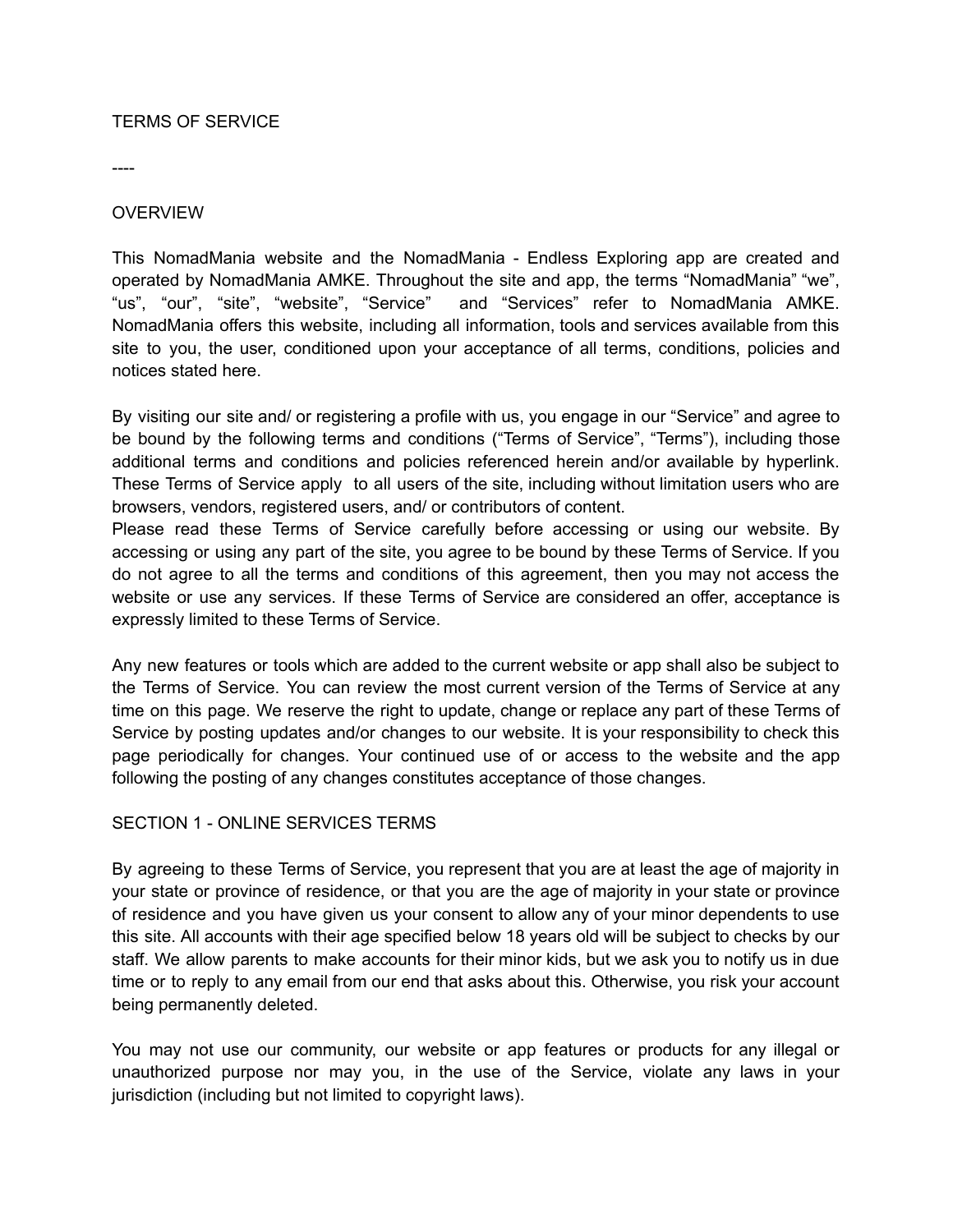# TERMS OF SERVICE

----

## OVERVIEW

This NomadMania website and the NomadMania - Endless Exploring app are created and operated by NomadMania AMKE. Throughout the site and app, the terms “NomadMania” “we”, “us”, “our”, “site”, “website”, “Service” and “Services” refer to NomadMania AMKE. NomadMania offers this website, including all information, tools and services available from this site to you, the user, conditioned upon your acceptance of all terms, conditions, policies and notices stated here.

By visiting our site and/ or registering a profile with us, you engage in our “Service” and agree to be bound by the following terms and conditions (“Terms of Service”, “Terms”), including those additional terms and conditions and policies referenced herein and/or available by hyperlink. These Terms of Service apply to all users of the site, including without limitation users who are browsers, vendors, registered users, and/ or contributors of content.
Please read these Terms of Service carefully before accessing or using our website. By accessing or using any part of the site, you agree to be bound by these Terms of Service. If you do not agree to all the terms and conditions of this agreement, then you may not access the website or use any services. If these Terms of Service are considered an offer, acceptance is expressly limited to these Terms of Service.

Any new features or tools which are added to the current website or app shall also be subject to the Terms of Service. You can review the most current version of the Terms of Service at any time on this page. We reserve the right to update, change or replace any part of these Terms of Service by posting updates and/or changes to our website. It is your responsibility to check this page periodically for changes. Your continued use of or access to the website and the app following the posting of any changes constitutes acceptance of those changes.

## SECTION 1 - ONLINE SERVICES TERMS

By agreeing to these Terms of Service, you represent that you are at least the age of majority in your state or province of residence, or that you are the age of majority in your state or province of residence and you have given us your consent to allow any of your minor dependents to use this site. All accounts with their age specified below 18 years old will be subject to checks by our staff. We allow parents to make accounts for their minor kids, but we ask you to notify us in due time or to reply to any email from our end that asks about this. Otherwise, you risk your account being permanently deleted.

You may not use our community, our website or app features or products for any illegal or unauthorized purpose nor may you, in the use of the Service, violate any laws in your jurisdiction (including but not limited to copyright laws).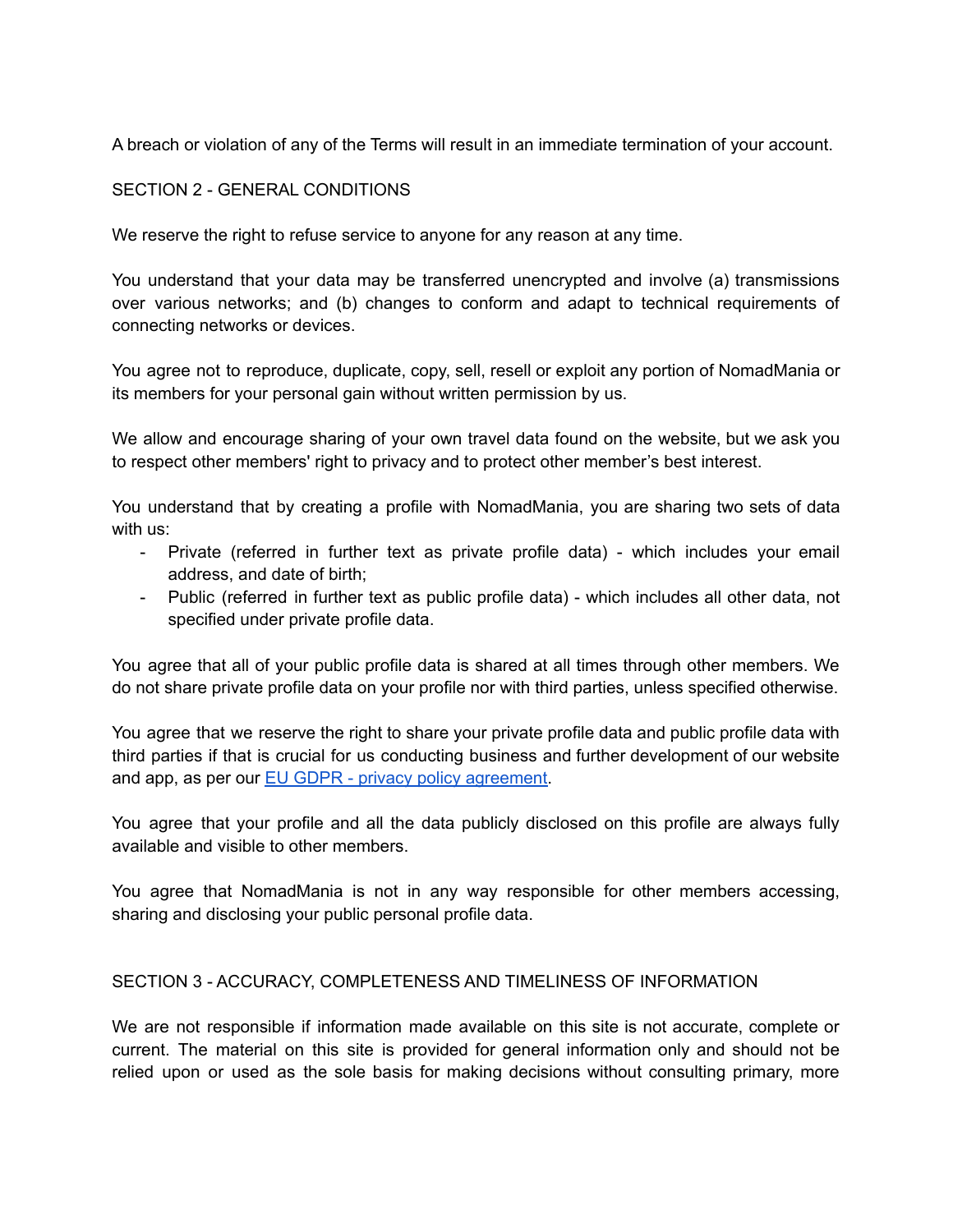A breach or violation of any of the Terms will result in an immediate termination of your account.

## SECTION 2 - GENERAL CONDITIONS

We reserve the right to refuse service to anyone for any reason at any time.

You understand that your data may be transferred unencrypted and involve (a) transmissions over various networks; and (b) changes to conform and adapt to technical requirements of connecting networks or devices.

You agree not to reproduce, duplicate, copy, sell, resell or exploit any portion of NomadMania or its members for your personal gain without written permission by us.

We allow and encourage sharing of your own travel data found on the website, but we ask you to respect other members' right to privacy and to protect other member's best interest.

You understand that by creating a profile with NomadMania, you are sharing two sets of data with us:

- Private (referred in further text as private profile data) - which includes your email address, and date of birth;
- Public (referred in further text as public profile data) - which includes all other data, not specified under private profile data.

You agree that all of your public profile data is shared at all times through other members. We do not share private profile data on your profile nor with third parties, unless specified otherwise.

You agree that we reserve the right to share your private profile data and public profile data with third parties if that is crucial for us conducting business and further development of our website and app, as per our [EU GDPR - privacy policy agreement](#).

You agree that your profile and all the data publicly disclosed on this profile are always fully available and visible to other members.

You agree that NomadMania is not in any way responsible for other members accessing, sharing and disclosing your public personal profile data.

## SECTION 3 - ACCURACY, COMPLETENESS AND TIMELINESS OF INFORMATION

We are not responsible if information made available on this site is not accurate, complete or current. The material on this site is provided for general information only and should not be relied upon or used as the sole basis for making decisions without consulting primary, more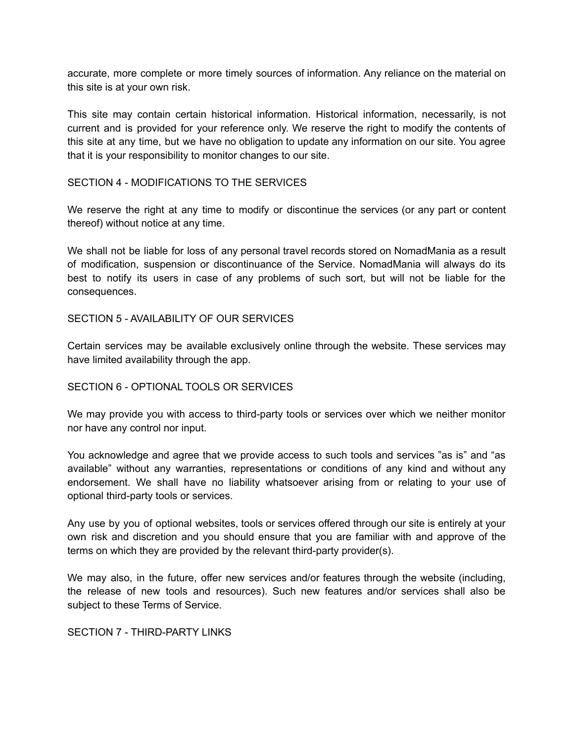accurate, more complete or more timely sources of information. Any reliance on the material on this site is at your own risk.

This site may contain certain historical information. Historical information, necessarily, is not current and is provided for your reference only. We reserve the right to modify the contents of this site at any time, but we have no obligation to update any information on our site. You agree that it is your responsibility to monitor changes to our site.

## SECTION 4 - MODIFICATIONS TO THE SERVICES

We reserve the right at any time to modify or discontinue the services (or any part or content thereof) without notice at any time.

We shall not be liable for loss of any personal travel records stored on NomadMania as a result of modification, suspension or discontinuance of the Service. NomadMania will always do its best to notify its users in case of any problems of such sort, but will not be liable for the consequences.

## SECTION 5 - AVAILABILITY OF OUR SERVICES

Certain services may be available exclusively online through the website. These services may have limited availability through the app.

## SECTION 6 - OPTIONAL TOOLS OR SERVICES

We may provide you with access to third-party tools or services over which we neither monitor nor have any control nor input.

You acknowledge and agree that we provide access to such tools and services "as is" and "as available" without any warranties, representations or conditions of any kind and without any endorsement. We shall have no liability whatsoever arising from or relating to your use of optional third-party tools or services.

Any use by you of optional websites, tools or services offered through our site is entirely at your own risk and discretion and you should ensure that you are familiar with and approve of the terms on which they are provided by the relevant third-party provider(s).

We may also, in the future, offer new services and/or features through the website (including, the release of new tools and resources). Such new features and/or services shall also be subject to these Terms of Service.

## SECTION 7 - THIRD-PARTY LINKS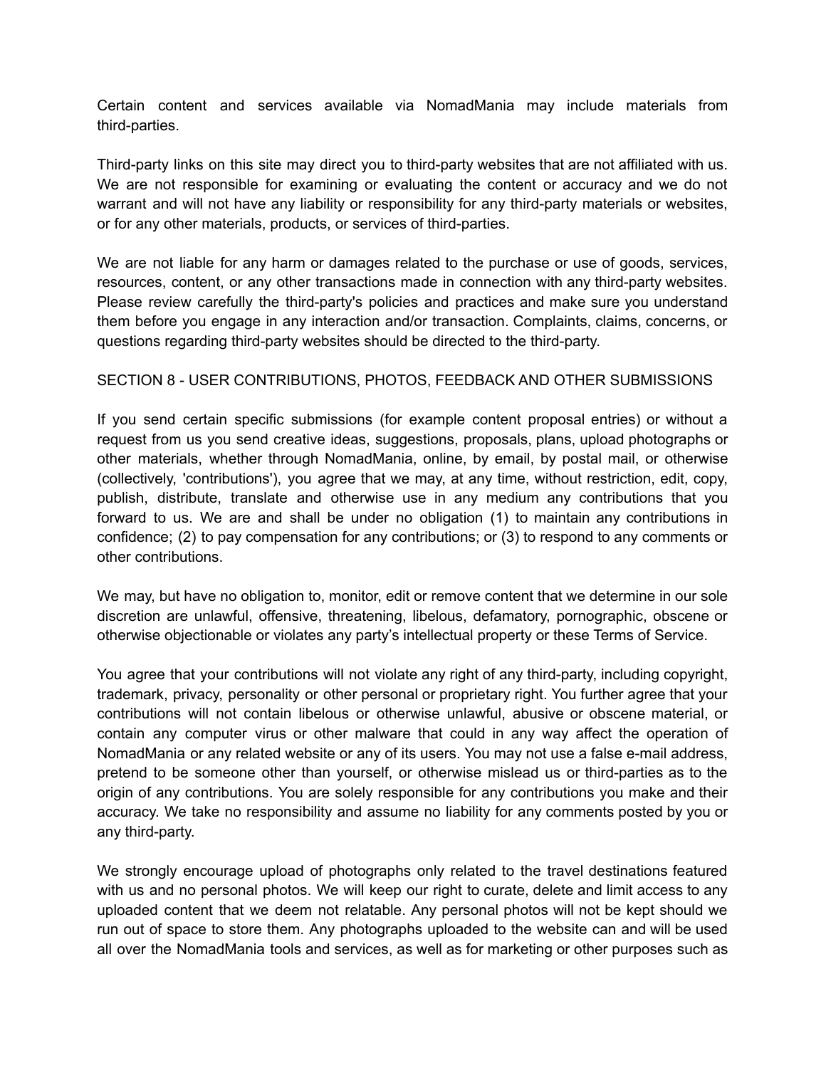Certain content and services available via NomadMania may include materials from third-parties.

Third-party links on this site may direct you to third-party websites that are not affiliated with us. We are not responsible for examining or evaluating the content or accuracy and we do not warrant and will not have any liability or responsibility for any third-party materials or websites, or for any other materials, products, or services of third-parties.

We are not liable for any harm or damages related to the purchase or use of goods, services, resources, content, or any other transactions made in connection with any third-party websites. Please review carefully the third-party's policies and practices and make sure you understand them before you engage in any interaction and/or transaction. Complaints, claims, concerns, or questions regarding third-party websites should be directed to the third-party.

## SECTION 8 - USER CONTRIBUTIONS, PHOTOS, FEEDBACK AND OTHER SUBMISSIONS

If you send certain specific submissions (for example content proposal entries) or without a request from us you send creative ideas, suggestions, proposals, plans, upload photographs or other materials, whether through NomadMania, online, by email, by postal mail, or otherwise (collectively, 'contributions'), you agree that we may, at any time, without restriction, edit, copy, publish, distribute, translate and otherwise use in any medium any contributions that you forward to us. We are and shall be under no obligation (1) to maintain any contributions in confidence; (2) to pay compensation for any contributions; or (3) to respond to any comments or other contributions.

We may, but have no obligation to, monitor, edit or remove content that we determine in our sole discretion are unlawful, offensive, threatening, libelous, defamatory, pornographic, obscene or otherwise objectionable or violates any party's intellectual property or these Terms of Service.

You agree that your contributions will not violate any right of any third-party, including copyright, trademark, privacy, personality or other personal or proprietary right. You further agree that your contributions will not contain libelous or otherwise unlawful, abusive or obscene material, or contain any computer virus or other malware that could in any way affect the operation of NomadMania or any related website or any of its users. You may not use a false e-mail address, pretend to be someone other than yourself, or otherwise mislead us or third-parties as to the origin of any contributions. You are solely responsible for any contributions you make and their accuracy. We take no responsibility and assume no liability for any comments posted by you or any third-party.

We strongly encourage upload of photographs only related to the travel destinations featured with us and no personal photos. We will keep our right to curate, delete and limit access to any uploaded content that we deem not relatable. Any personal photos will not be kept should we run out of space to store them. Any photographs uploaded to the website can and will be used all over the NomadMania tools and services, as well as for marketing or other purposes such as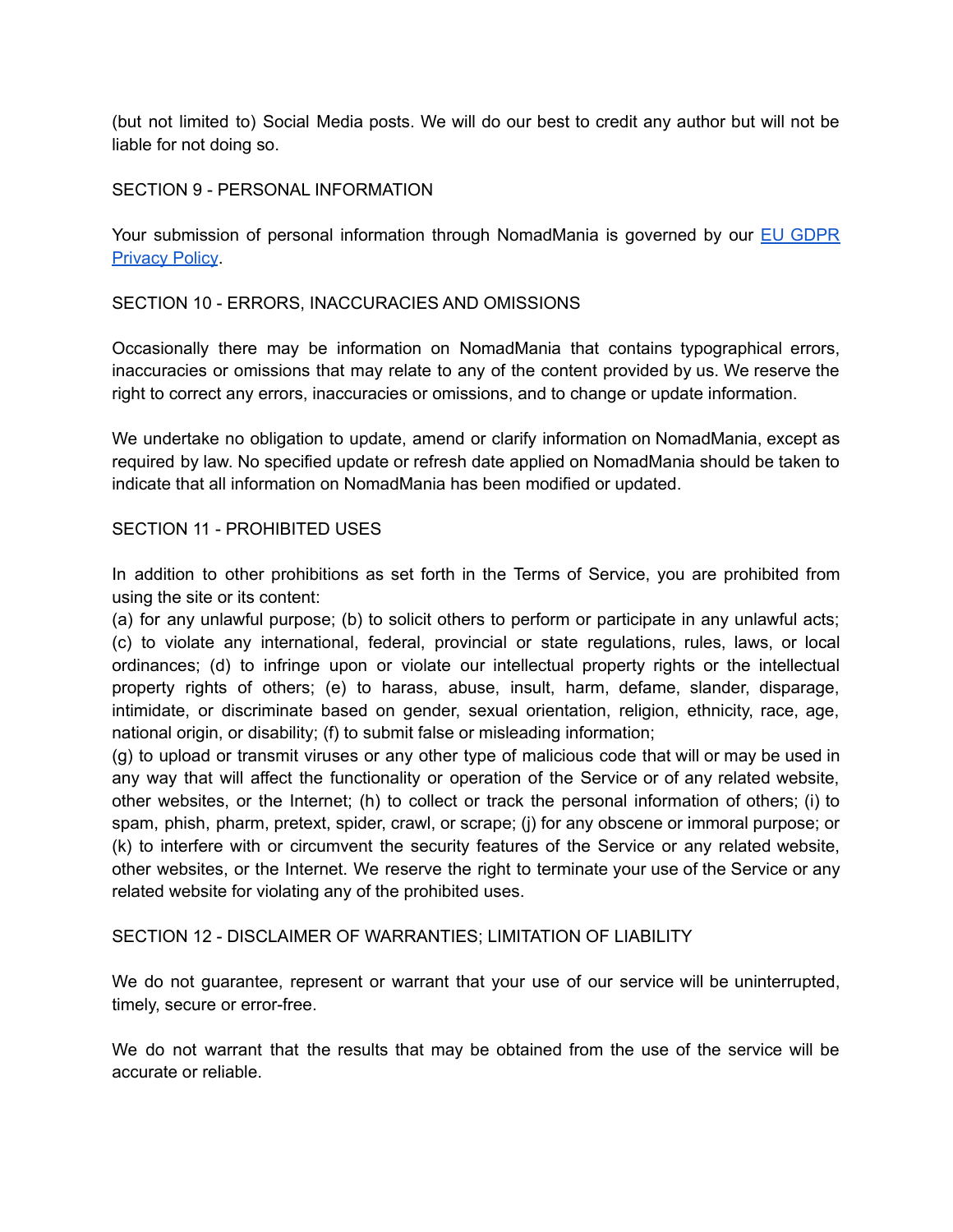(but not limited to) Social Media posts. We will do our best to credit any author but will not be liable for not doing so.

## SECTION 9 - PERSONAL INFORMATION

Your submission of personal information through NomadMania is governed by our [EU GDPR Privacy Policy]().

## SECTION 10 - ERRORS, INACCURACIES AND OMISSIONS

Occasionally there may be information on NomadMania that contains typographical errors, inaccuracies or omissions that may relate to any of the content provided by us. We reserve the right to correct any errors, inaccuracies or omissions, and to change or update information.

We undertake no obligation to update, amend or clarify information on NomadMania, except as required by law. No specified update or refresh date applied on NomadMania should be taken to indicate that all information on NomadMania has been modified or updated.

## SECTION 11 - PROHIBITED USES

In addition to other prohibitions as set forth in the Terms of Service, you are prohibited from using the site or its content:
(a) for any unlawful purpose; (b) to solicit others to perform or participate in any unlawful acts; (c) to violate any international, federal, provincial or state regulations, rules, laws, or local ordinances; (d) to infringe upon or violate our intellectual property rights or the intellectual property rights of others; (e) to harass, abuse, insult, harm, defame, slander, disparage, intimidate, or discriminate based on gender, sexual orientation, religion, ethnicity, race, age, national origin, or disability; (f) to submit false or misleading information;
(g) to upload or transmit viruses or any other type of malicious code that will or may be used in any way that will affect the functionality or operation of the Service or of any related website, other websites, or the Internet; (h) to collect or track the personal information of others; (i) to spam, phish, pharm, pretext, spider, crawl, or scrape; (j) for any obscene or immoral purpose; or (k) to interfere with or circumvent the security features of the Service or any related website, other websites, or the Internet. We reserve the right to terminate your use of the Service or any related website for violating any of the prohibited uses.

## SECTION 12 - DISCLAIMER OF WARRANTIES; LIMITATION OF LIABILITY

We do not guarantee, represent or warrant that your use of our service will be uninterrupted, timely, secure or error-free.

We do not warrant that the results that may be obtained from the use of the service will be accurate or reliable.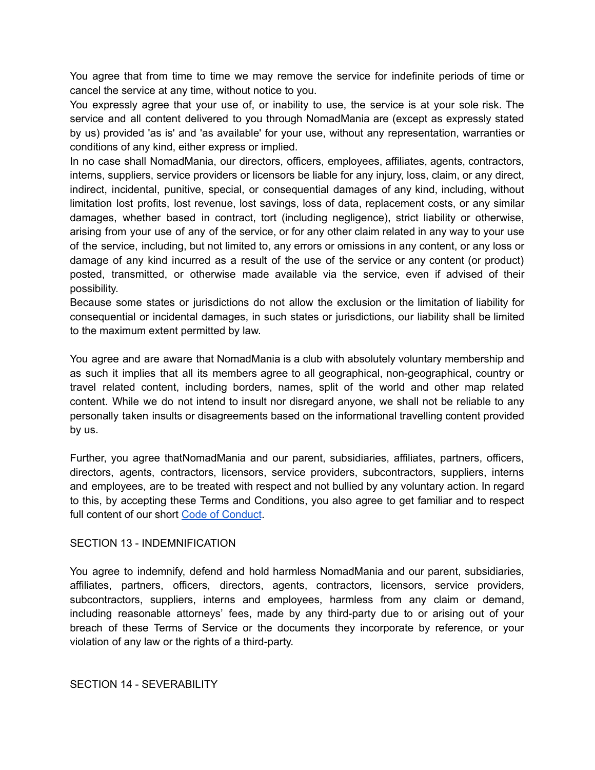You agree that from time to time we may remove the service for indefinite periods of time or cancel the service at any time, without notice to you.

You expressly agree that your use of, or inability to use, the service is at your sole risk. The service and all content delivered to you through NomadMania are (except as expressly stated by us) provided 'as is' and 'as available' for your use, without any representation, warranties or conditions of any kind, either express or implied.

In no case shall NomadMania, our directors, officers, employees, affiliates, agents, contractors, interns, suppliers, service providers or licensors be liable for any injury, loss, claim, or any direct, indirect, incidental, punitive, special, or consequential damages of any kind, including, without limitation lost profits, lost revenue, lost savings, loss of data, replacement costs, or any similar damages, whether based in contract, tort (including negligence), strict liability or otherwise, arising from your use of any of the service, or for any other claim related in any way to your use of the service, including, but not limited to, any errors or omissions in any content, or any loss or damage of any kind incurred as a result of the use of the service or any content (or product) posted, transmitted, or otherwise made available via the service, even if advised of their possibility.

Because some states or jurisdictions do not allow the exclusion or the limitation of liability for consequential or incidental damages, in such states or jurisdictions, our liability shall be limited to the maximum extent permitted by law.

You agree and are aware that NomadMania is a club with absolutely voluntary membership and as such it implies that all its members agree to all geographical, non-geographical, country or travel related content, including borders, names, split of the world and other map related content. While we do not intend to insult nor disregard anyone, we shall not be reliable to any personally taken insults or disagreements based on the informational travelling content provided by us.

Further, you agree thatNomadMania and our parent, subsidiaries, affiliates, partners, officers, directors, agents, contractors, licensors, service providers, subcontractors, suppliers, interns and employees, are to be treated with respect and not bullied by any voluntary action. In regard to this, by accepting these Terms and Conditions, you also agree to get familiar and to respect full content of our short Code of Conduct.

SECTION 13 - INDEMNIFICATION

You agree to indemnify, defend and hold harmless NomadMania and our parent, subsidiaries, affiliates, partners, officers, directors, agents, contractors, licensors, service providers, subcontractors, suppliers, interns and employees, harmless from any claim or demand, including reasonable attorneys' fees, made by any third-party due to or arising out of your breach of these Terms of Service or the documents they incorporate by reference, or your violation of any law or the rights of a third-party.

SECTION 14 - SEVERABILITY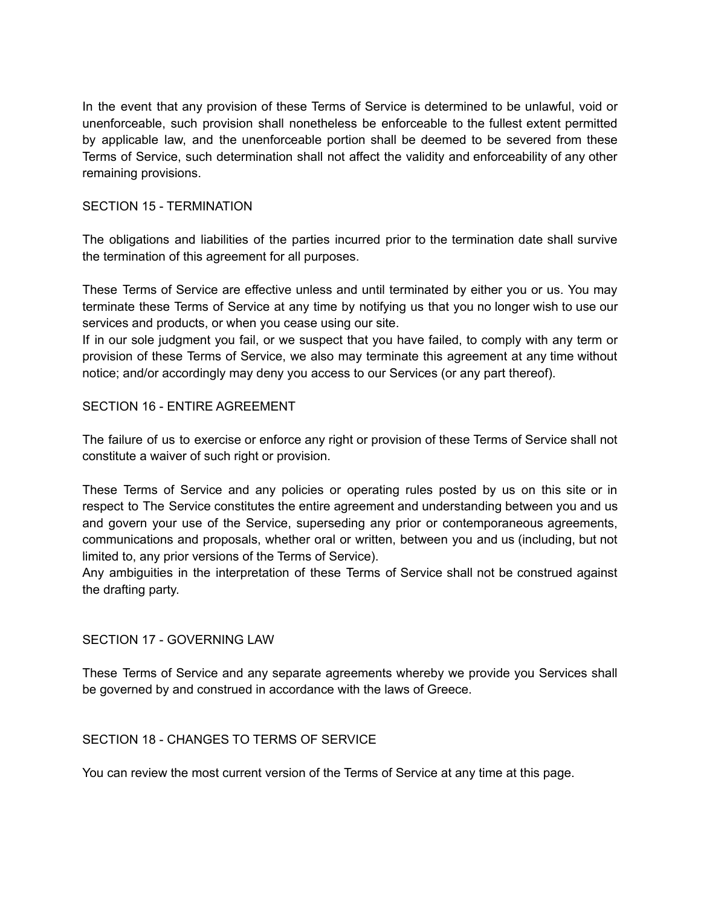In the event that any provision of these Terms of Service is determined to be unlawful, void or unenforceable, such provision shall nonetheless be enforceable to the fullest extent permitted by applicable law, and the unenforceable portion shall be deemed to be severed from these Terms of Service, such determination shall not affect the validity and enforceability of any other remaining provisions.

## SECTION 15 - TERMINATION

The obligations and liabilities of the parties incurred prior to the termination date shall survive the termination of this agreement for all purposes.

These Terms of Service are effective unless and until terminated by either you or us. You may terminate these Terms of Service at any time by notifying us that you no longer wish to use our services and products, or when you cease using our site.
If in our sole judgment you fail, or we suspect that you have failed, to comply with any term or provision of these Terms of Service, we also may terminate this agreement at any time without notice; and/or accordingly may deny you access to our Services (or any part thereof).

## SECTION 16 - ENTIRE AGREEMENT

The failure of us to exercise or enforce any right or provision of these Terms of Service shall not constitute a waiver of such right or provision.

These Terms of Service and any policies or operating rules posted by us on this site or in respect to The Service constitutes the entire agreement and understanding between you and us and govern your use of the Service, superseding any prior or contemporaneous agreements, communications and proposals, whether oral or written, between you and us (including, but not limited to, any prior versions of the Terms of Service).
Any ambiguities in the interpretation of these Terms of Service shall not be construed against the drafting party.

## SECTION 17 - GOVERNING LAW

These Terms of Service and any separate agreements whereby we provide you Services shall be governed by and construed in accordance with the laws of Greece.

## SECTION 18 - CHANGES TO TERMS OF SERVICE

You can review the most current version of the Terms of Service at any time at this page.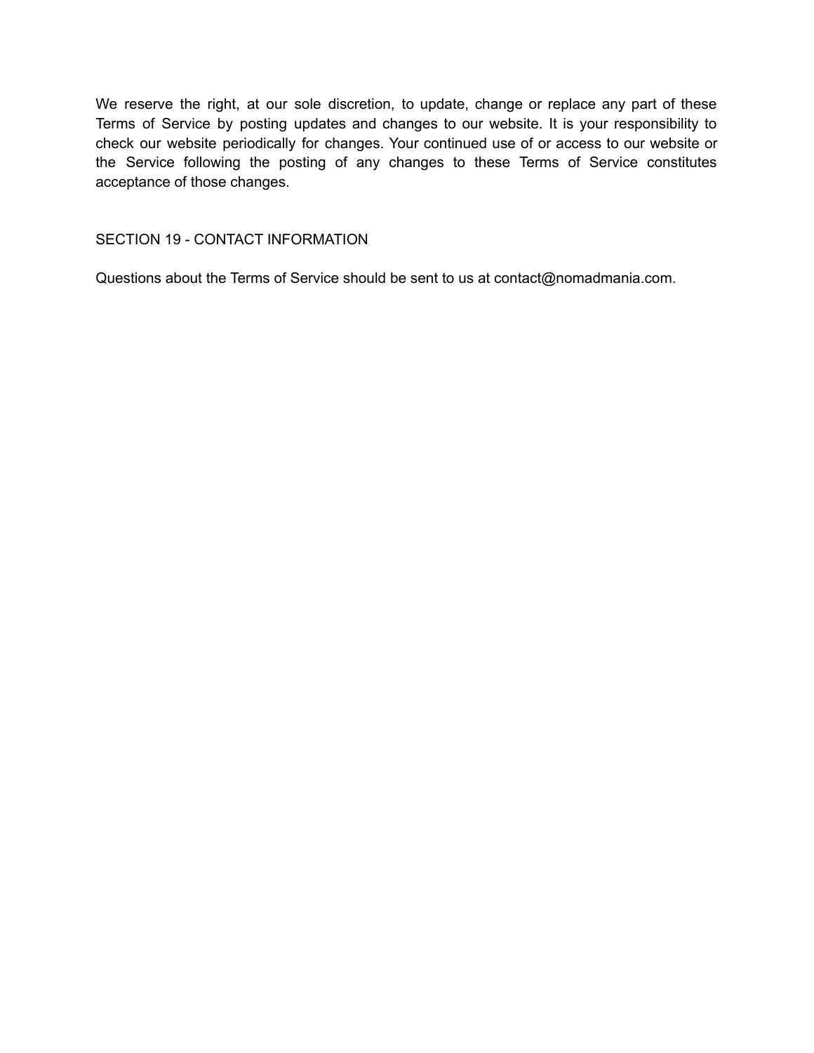We reserve the right, at our sole discretion, to update, change or replace any part of these Terms of Service by posting updates and changes to our website. It is your responsibility to check our website periodically for changes. Your continued use of or access to our website or the Service following the posting of any changes to these Terms of Service constitutes acceptance of those changes.

## SECTION 19 - CONTACT INFORMATION

Questions about the Terms of Service should be sent to us at contact@nomadmania.com.